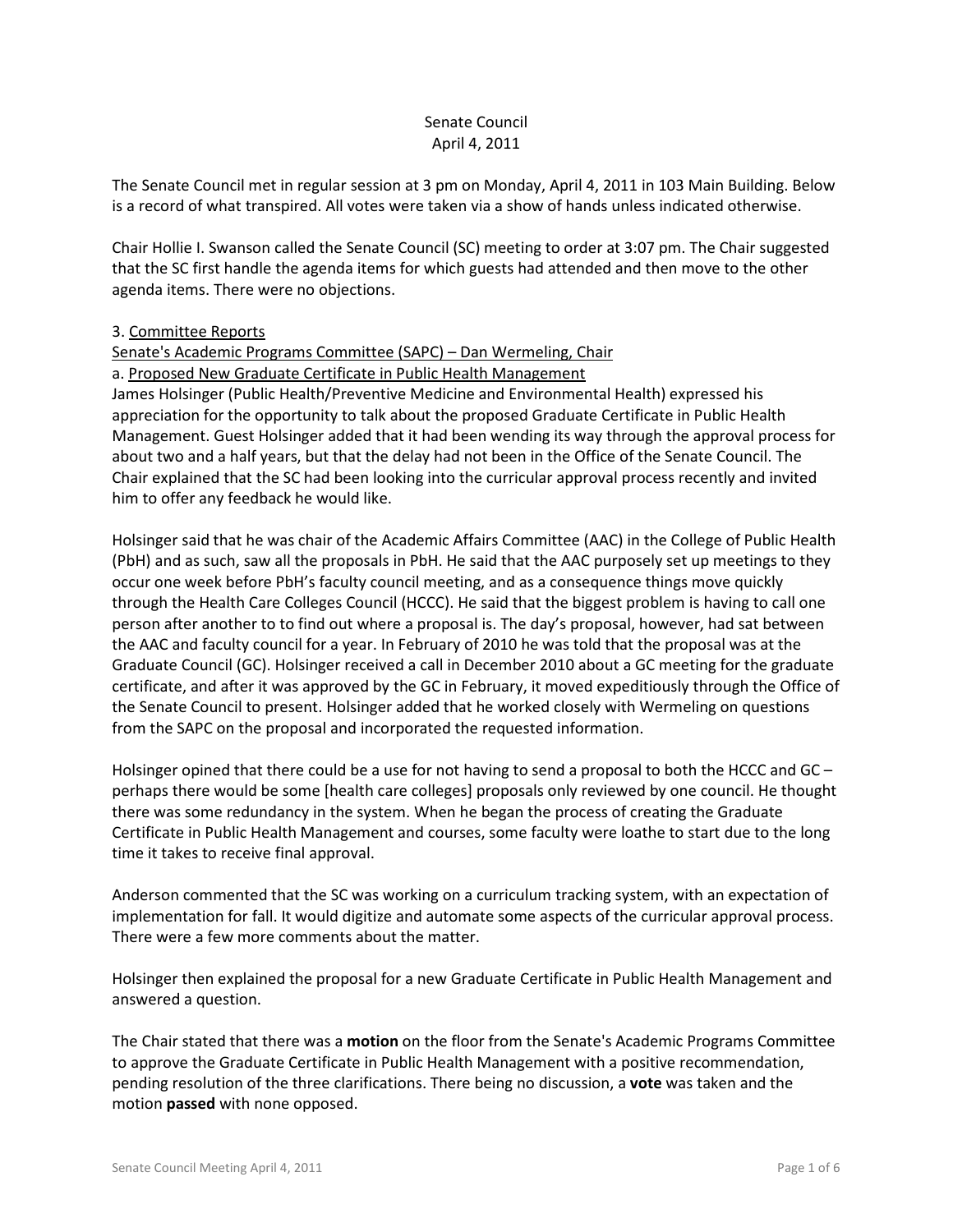Senate Council
April 4, 2011

The Senate Council met in regular session at 3 pm on Monday, April 4, 2011 in 103 Main Building. Below is a record of what transpired. All votes were taken via a show of hands unless indicated otherwise.

Chair Hollie I. Swanson called the Senate Council (SC) meeting to order at 3:07 pm. The Chair suggested that the SC first handle the agenda items for which guests had attended and then move to the other agenda items. There were no objections.

3. Committee Reports

Senate's Academic Programs Committee (SAPC) – Dan Wermeling, Chair

a. Proposed New Graduate Certificate in Public Health Management

James Holsinger (Public Health/Preventive Medicine and Environmental Health) expressed his appreciation for the opportunity to talk about the proposed Graduate Certificate in Public Health Management. Guest Holsinger added that it had been wending its way through the approval process for about two and a half years, but that the delay had not been in the Office of the Senate Council. The Chair explained that the SC had been looking into the curricular approval process recently and invited him to offer any feedback he would like.

Holsinger said that he was chair of the Academic Affairs Committee (AAC) in the College of Public Health (PbH) and as such, saw all the proposals in PbH. He said that the AAC purposely set up meetings to they occur one week before PbH's faculty council meeting, and as a consequence things move quickly through the Health Care Colleges Council (HCCC). He said that the biggest problem is having to call one person after another to to find out where a proposal is. The day's proposal, however, had sat between the AAC and faculty council for a year. In February of 2010 he was told that the proposal was at the Graduate Council (GC). Holsinger received a call in December 2010 about a GC meeting for the graduate certificate, and after it was approved by the GC in February, it moved expeditiously through the Office of the Senate Council to present. Holsinger added that he worked closely with Wermeling on questions from the SAPC on the proposal and incorporated the requested information.

Holsinger opined that there could be a use for not having to send a proposal to both the HCCC and GC – perhaps there would be some [health care colleges] proposals only reviewed by one council. He thought there was some redundancy in the system. When he began the process of creating the Graduate Certificate in Public Health Management and courses, some faculty were loathe to start due to the long time it takes to receive final approval.

Anderson commented that the SC was working on a curriculum tracking system, with an expectation of implementation for fall. It would digitize and automate some aspects of the curricular approval process. There were a few more comments about the matter.

Holsinger then explained the proposal for a new Graduate Certificate in Public Health Management and answered a question.

The Chair stated that there was a **motion** on the floor from the Senate's Academic Programs Committee to approve the Graduate Certificate in Public Health Management with a positive recommendation, pending resolution of the three clarifications. There being no discussion, a **vote** was taken and the motion **passed** with none opposed.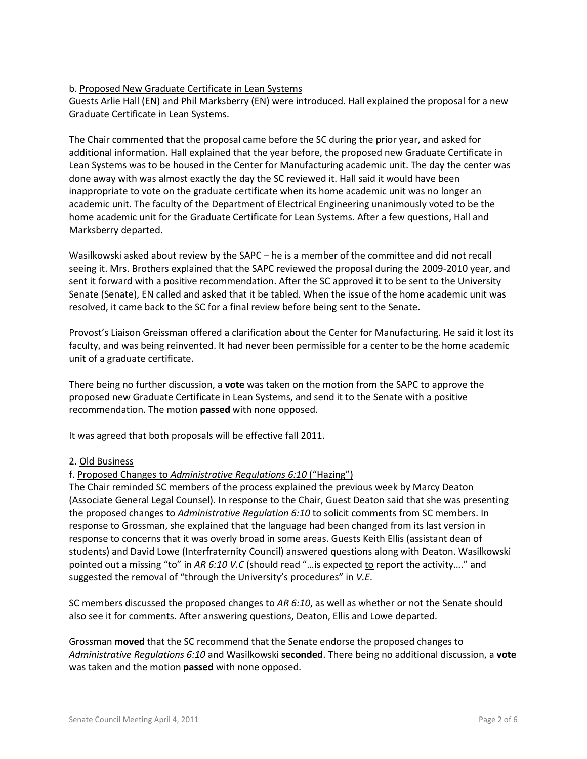b. <u>Proposed New Graduate Certificate in Lean Systems</u>
Guests Arlie Hall (EN) and Phil Marksberry (EN) were introduced. Hall explained the proposal for a new Graduate Certificate in Lean Systems.

The Chair commented that the proposal came before the SC during the prior year, and asked for additional information. Hall explained that the year before, the proposed new Graduate Certificate in Lean Systems was to be housed in the Center for Manufacturing academic unit. The day the center was done away with was almost exactly the day the SC reviewed it. Hall said it would have been inappropriate to vote on the graduate certificate when its home academic unit was no longer an academic unit. The faculty of the Department of Electrical Engineering unanimously voted to be the home academic unit for the Graduate Certificate for Lean Systems. After a few questions, Hall and Marksberry departed.

Wasilkowski asked about review by the SAPC – he is a member of the committee and did not recall seeing it. Mrs. Brothers explained that the SAPC reviewed the proposal during the 2009-2010 year, and sent it forward with a positive recommendation. After the SC approved it to be sent to the University Senate (Senate), EN called and asked that it be tabled. When the issue of the home academic unit was resolved, it came back to the SC for a final review before being sent to the Senate.

Provost's Liaison Greissman offered a clarification about the Center for Manufacturing. He said it lost its faculty, and was being reinvented. It had never been permissible for a center to be the home academic unit of a graduate certificate.

There being no further discussion, a **vote** was taken on the motion from the SAPC to approve the proposed new Graduate Certificate in Lean Systems, and send it to the Senate with a positive recommendation. The motion **passed** with none opposed.

It was agreed that both proposals will be effective fall 2011.

2. <u>Old Business</u>
f. <u>Proposed Changes to *Administrative Regulations 6:10* ("Hazing")</u>
The Chair reminded SC members of the process explained the previous week by Marcy Deaton (Associate General Legal Counsel). In response to the Chair, Guest Deaton said that she was presenting the proposed changes to *Administrative Regulation 6:10* to solicit comments from SC members. In response to Grossman, she explained that the language had been changed from its last version in response to concerns that it was overly broad in some areas. Guests Keith Ellis (assistant dean of students) and David Lowe (Interfraternity Council) answered questions along with Deaton. Wasilkowski pointed out a missing "to" in *AR 6:10 V.C* (should read "…is expected <u>to</u> report the activity…." and suggested the removal of "through the University's procedures" in *V.E*.

SC members discussed the proposed changes to *AR 6:10*, as well as whether or not the Senate should also see it for comments. After answering questions, Deaton, Ellis and Lowe departed.

Grossman **moved** that the SC recommend that the Senate endorse the proposed changes to *Administrative Regulations 6:10* and Wasilkowski **seconded**. There being no additional discussion, a **vote** was taken and the motion **passed** with none opposed.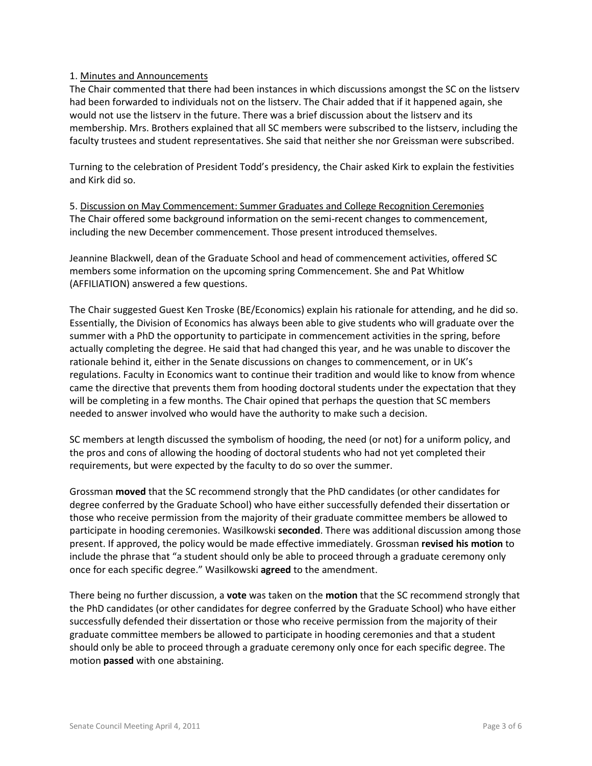1. Minutes and Announcements

The Chair commented that there had been instances in which discussions amongst the SC on the listserv had been forwarded to individuals not on the listserv. The Chair added that if it happened again, she would not use the listserv in the future. There was a brief discussion about the listserv and its membership. Mrs. Brothers explained that all SC members were subscribed to the listserv, including the faculty trustees and student representatives. She said that neither she nor Greissman were subscribed.

Turning to the celebration of President Todd's presidency, the Chair asked Kirk to explain the festivities and Kirk did so.

5. Discussion on May Commencement: Summer Graduates and College Recognition Ceremonies

The Chair offered some background information on the semi-recent changes to commencement, including the new December commencement. Those present introduced themselves.

Jeannine Blackwell, dean of the Graduate School and head of commencement activities, offered SC members some information on the upcoming spring Commencement. She and Pat Whitlow (AFFILIATION) answered a few questions.

The Chair suggested Guest Ken Troske (BE/Economics) explain his rationale for attending, and he did so. Essentially, the Division of Economics has always been able to give students who will graduate over the summer with a PhD the opportunity to participate in commencement activities in the spring, before actually completing the degree. He said that had changed this year, and he was unable to discover the rationale behind it, either in the Senate discussions on changes to commencement, or in UK's regulations. Faculty in Economics want to continue their tradition and would like to know from whence came the directive that prevents them from hooding doctoral students under the expectation that they will be completing in a few months. The Chair opined that perhaps the question that SC members needed to answer involved who would have the authority to make such a decision.

SC members at length discussed the symbolism of hooding, the need (or not) for a uniform policy, and the pros and cons of allowing the hooding of doctoral students who had not yet completed their requirements, but were expected by the faculty to do so over the summer.

Grossman **moved** that the SC recommend strongly that the PhD candidates (or other candidates for degree conferred by the Graduate School) who have either successfully defended their dissertation or those who receive permission from the majority of their graduate committee members be allowed to participate in hooding ceremonies. Wasilkowski **seconded**. There was additional discussion among those present. If approved, the policy would be made effective immediately. Grossman **revised his motion** to include the phrase that "a student should only be able to proceed through a graduate ceremony only once for each specific degree." Wasilkowski **agreed** to the amendment.

There being no further discussion, a **vote** was taken on the **motion** that the SC recommend strongly that the PhD candidates (or other candidates for degree conferred by the Graduate School) who have either successfully defended their dissertation or those who receive permission from the majority of their graduate committee members be allowed to participate in hooding ceremonies and that a student should only be able to proceed through a graduate ceremony only once for each specific degree. The motion **passed** with one abstaining.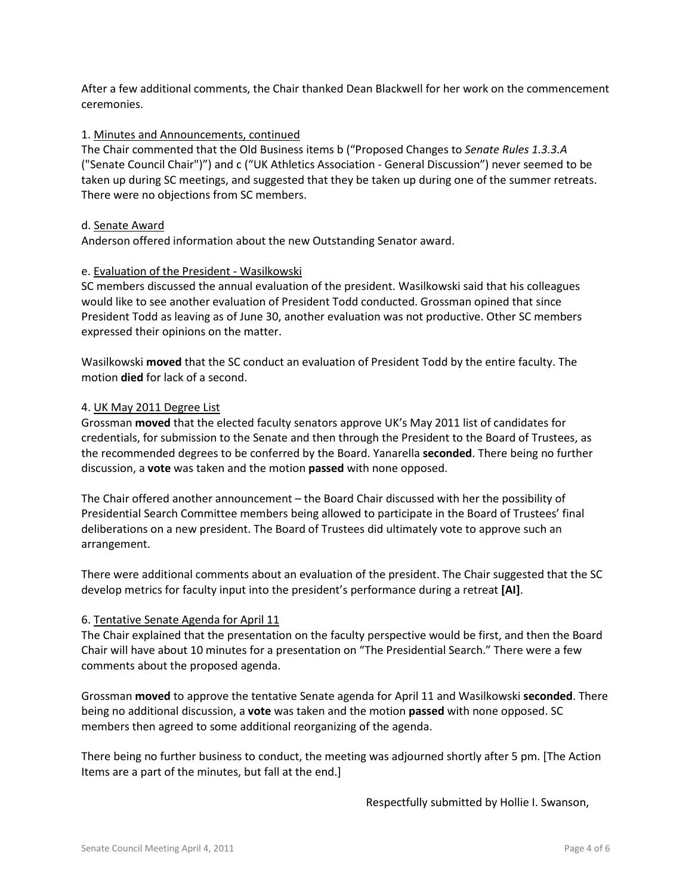After a few additional comments, the Chair thanked Dean Blackwell for her work on the commencement ceremonies.

1. Minutes and Announcements, continued

The Chair commented that the Old Business items b ("Proposed Changes to *Senate Rules 1.3.3.A* ("Senate Council Chair")") and c ("UK Athletics Association - General Discussion") never seemed to be taken up during SC meetings, and suggested that they be taken up during one of the summer retreats. There were no objections from SC members.

d. Senate Award

Anderson offered information about the new Outstanding Senator award.

e. Evaluation of the President - Wasilkowski

SC members discussed the annual evaluation of the president. Wasilkowski said that his colleagues would like to see another evaluation of President Todd conducted. Grossman opined that since President Todd as leaving as of June 30, another evaluation was not productive. Other SC members expressed their opinions on the matter.

Wasilkowski **moved** that the SC conduct an evaluation of President Todd by the entire faculty. The motion **died** for lack of a second.

4. UK May 2011 Degree List

Grossman **moved** that the elected faculty senators approve UK's May 2011 list of candidates for credentials, for submission to the Senate and then through the President to the Board of Trustees, as the recommended degrees to be conferred by the Board. Yanarella **seconded**. There being no further discussion, a **vote** was taken and the motion **passed** with none opposed.

The Chair offered another announcement – the Board Chair discussed with her the possibility of Presidential Search Committee members being allowed to participate in the Board of Trustees' final deliberations on a new president. The Board of Trustees did ultimately vote to approve such an arrangement.

There were additional comments about an evaluation of the president. The Chair suggested that the SC develop metrics for faculty input into the president's performance during a retreat **[AI]**.

6. Tentative Senate Agenda for April 11

The Chair explained that the presentation on the faculty perspective would be first, and then the Board Chair will have about 10 minutes for a presentation on "The Presidential Search." There were a few comments about the proposed agenda.

Grossman **moved** to approve the tentative Senate agenda for April 11 and Wasilkowski **seconded**. There being no additional discussion, a **vote** was taken and the motion **passed** with none opposed. SC members then agreed to some additional reorganizing of the agenda.

There being no further business to conduct, the meeting was adjourned shortly after 5 pm. [The Action Items are a part of the minutes, but fall at the end.]

Respectfully submitted by Hollie I. Swanson,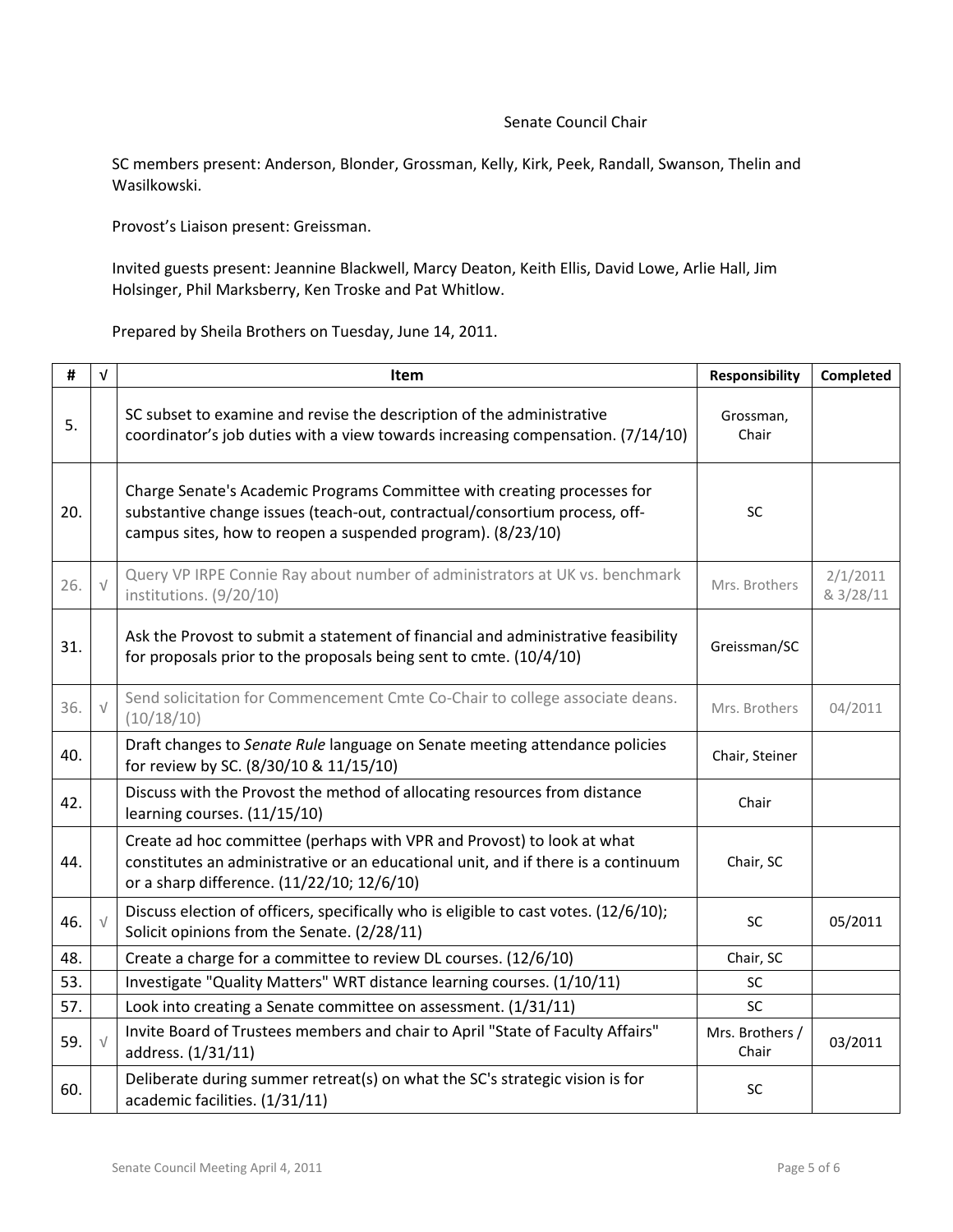Senate Council Chair

SC members present: Anderson, Blonder, Grossman, Kelly, Kirk, Peek, Randall, Swanson, Thelin and Wasilkowski.

Provost's Liaison present: Greissman.

Invited guests present: Jeannine Blackwell, Marcy Deaton, Keith Ellis, David Lowe, Arlie Hall, Jim Holsinger, Phil Marksberry, Ken Troske and Pat Whitlow.

Prepared by Sheila Brothers on Tuesday, June 14, 2011.

| # | √ | Item | Responsibility | Completed |
|---|---|---|---|---|
| 5. | | SC subset to examine and revise the description of the administrative coordinator's job duties with a view towards increasing compensation. (7/14/10) | Grossman, Chair | |
| 20. | | Charge Senate's Academic Programs Committee with creating processes for substantive change issues (teach-out, contractual/consortium process, off-campus sites, how to reopen a suspended program). (8/23/10) | SC | |
| 26. | √ | Query VP IRPE Connie Ray about number of administrators at UK vs. benchmark institutions. (9/20/10) | Mrs. Brothers | 2/1/2011 & 3/28/11 |
| 31. | | Ask the Provost to submit a statement of financial and administrative feasibility for proposals prior to the proposals being sent to cmte. (10/4/10) | Greissman/SC | |
| 36. | √ | Send solicitation for Commencement Cmte Co-Chair to college associate deans. (10/18/10) | Mrs. Brothers | 04/2011 |
| 40. | | Draft changes to *Senate Rule* language on Senate meeting attendance policies for review by SC. (8/30/10 & 11/15/10) | Chair, Steiner | |
| 42. | | Discuss with the Provost the method of allocating resources from distance learning courses. (11/15/10) | Chair | |
| 44. | | Create ad hoc committee (perhaps with VPR and Provost) to look at what constitutes an administrative or an educational unit, and if there is a continuum or a sharp difference. (11/22/10; 12/6/10) | Chair, SC | |
| 46. | √ | Discuss election of officers, specifically who is eligible to cast votes. (12/6/10); Solicit opinions from the Senate. (2/28/11) | SC | 05/2011 |
| 48. | | Create a charge for a committee to review DL courses. (12/6/10) | Chair, SC | |
| 53. | | Investigate "Quality Matters" WRT distance learning courses. (1/10/11) | SC | |
| 57. | | Look into creating a Senate committee on assessment. (1/31/11) | SC | |
| 59. | √ | Invite Board of Trustees members and chair to April "State of Faculty Affairs" address. (1/31/11) | Mrs. Brothers / Chair | 03/2011 |
| 60. | | Deliberate during summer retreat(s) on what the SC's strategic vision is for academic facilities. (1/31/11) | SC | |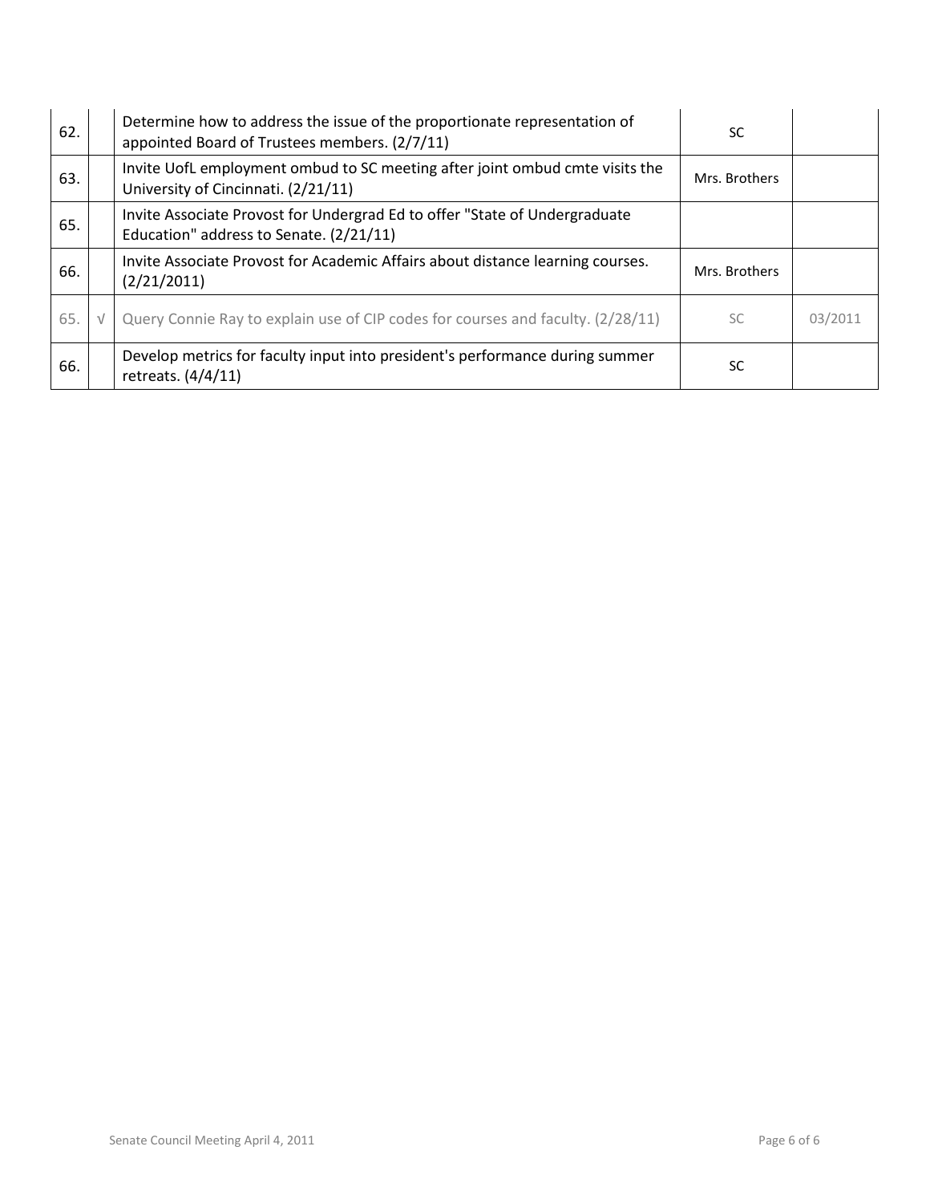| | | | | |
|---|---|---|---|---|
| 62. | | Determine how to address the issue of the proportionate representation of appointed Board of Trustees members. (2/7/11) | SC | |
| 63. | | Invite UofL employment ombud to SC meeting after joint ombud cmte visits the University of Cincinnati. (2/21/11) | Mrs. Brothers | |
| 65. | | Invite Associate Provost for Undergrad Ed to offer "State of Undergraduate Education" address to Senate. (2/21/11) | | |
| 66. | | Invite Associate Provost for Academic Affairs about distance learning courses. (2/21/2011) | Mrs. Brothers | |
| 65. | √ | Query Connie Ray to explain use of CIP codes for courses and faculty. (2/28/11) | SC | 03/2011 |
| 66. | | Develop metrics for faculty input into president's performance during summer retreats. (4/4/11) | SC | |